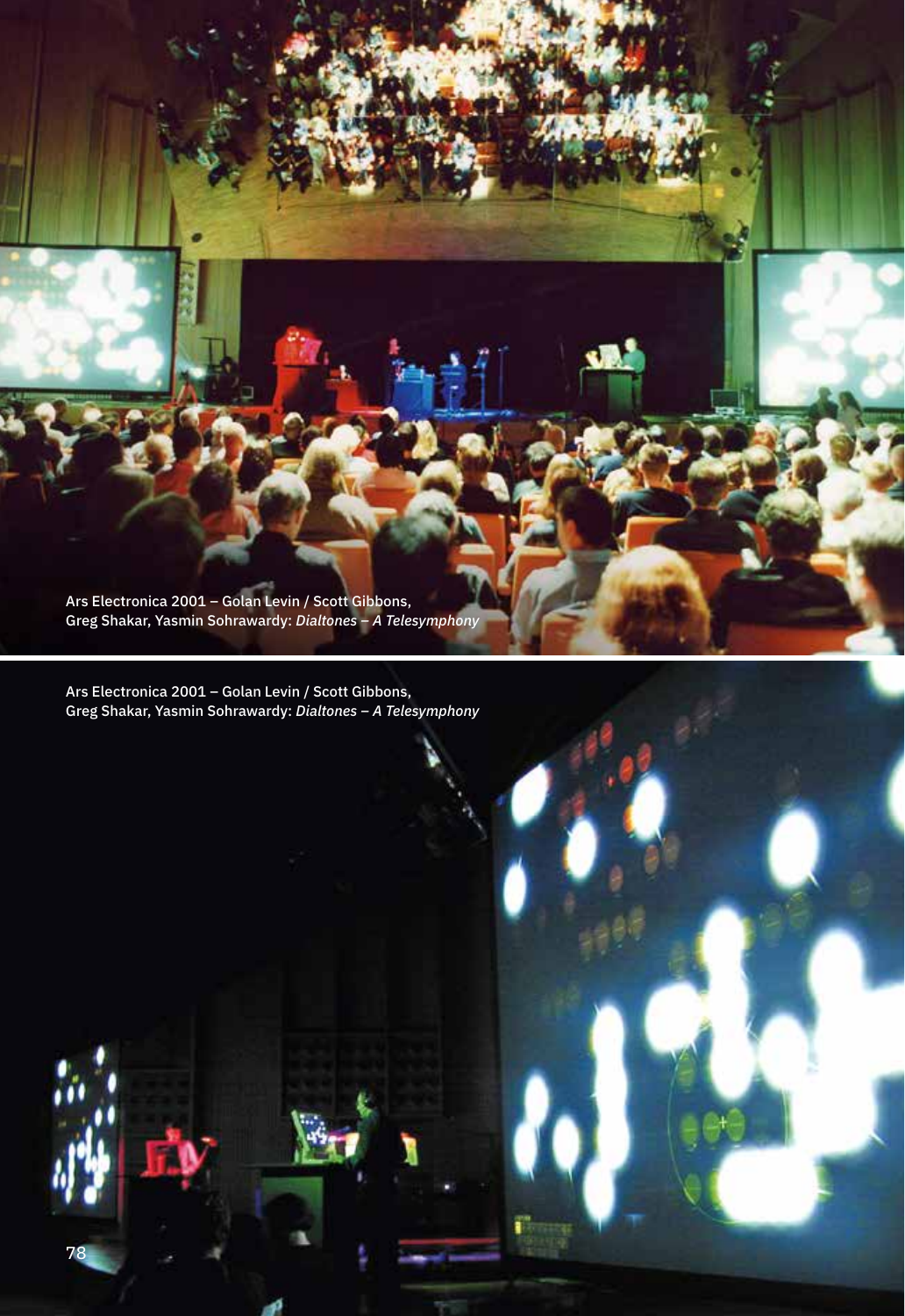Ars Electronica 2001 – Golan Levin / Scott Gibbons, Greg Shakar, Yasmin Sohrawardy: *Dialtones – A Telesymphony*

Ars Electronica 2001 – Golan Levin / Scott Gibbons, Greg Shakar, Yasmin Sohrawardy: *Dialtones – A Telesymphony*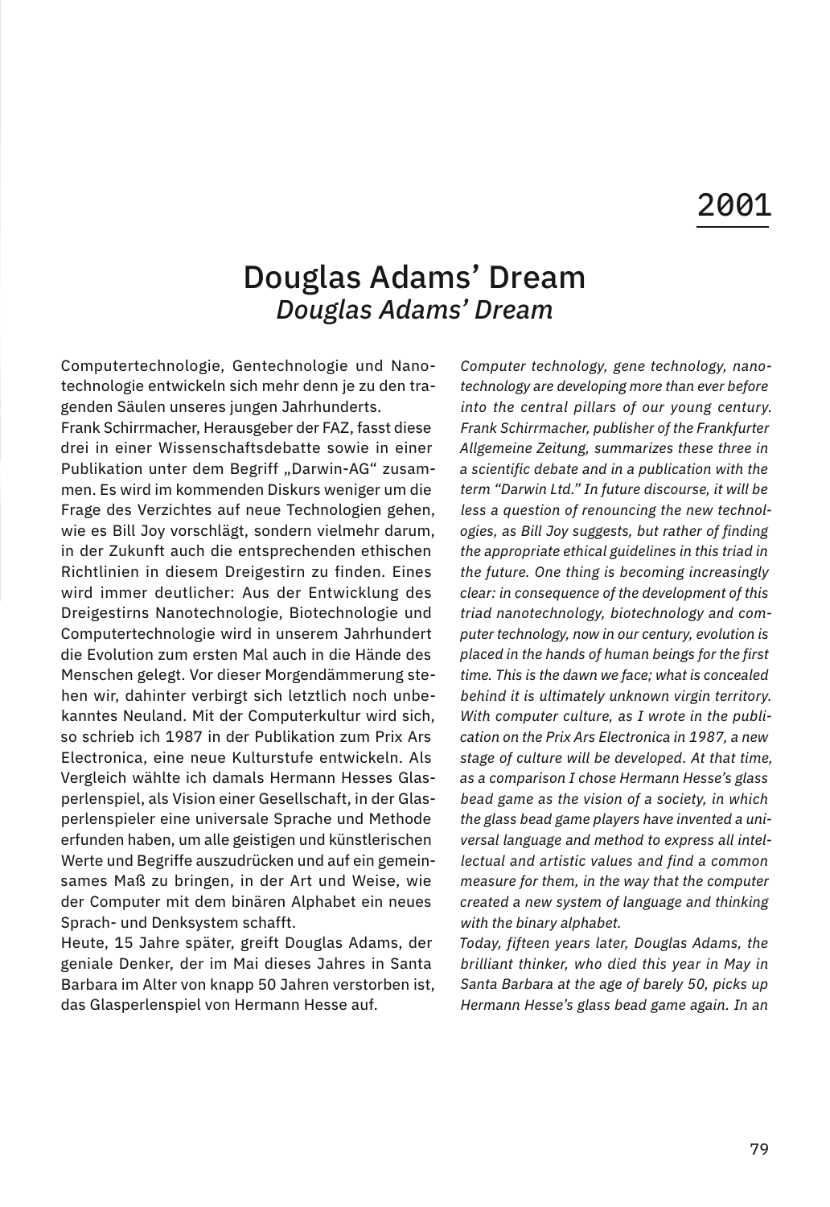# 2001

## Douglas Adams' Dream

### *Douglas Adams' Dream*

Computertechnologie, Gentechnologie und Nanotechnologie entwickeln sich mehr denn je zu den tragenden Säulen unseres jungen Jahrhunderts.
Frank Schirrmacher, Herausgeber der FAZ, fasst diese drei in einer Wissenschaftsdebatte sowie in einer Publikation unter dem Begriff „Darwin-AG" zusammen. Es wird im kommenden Diskurs weniger um die Frage des Verzichtes auf neue Technologien gehen, wie es Bill Joy vorschlägt, sondern vielmehr darum, in der Zukunft auch die entsprechenden ethischen Richtlinien in diesem Dreigestirn zu finden. Eines wird immer deutlicher: Aus der Entwicklung des Dreigestirns Nanotechnologie, Biotechnologie und Computertechnologie wird in unserem Jahrhundert die Evolution zum ersten Mal auch in die Hände des Menschen gelegt. Vor dieser Morgendämmerung stehen wir, dahinter verbirgt sich letztlich noch unbekanntes Neuland. Mit der Computerkultur wird sich, so schrieb ich 1987 in der Publikation zum Prix Ars Electronica, eine neue Kulturstufe entwickeln. Als Vergleich wählte ich damals Hermann Hesses Glasperlenspiel, als Vision einer Gesellschaft, in der Glasperlenspieler eine universale Sprache und Methode erfunden haben, um alle geistigen und künstlerischen Werte und Begriffe auszudrücken und auf ein gemeinsames Maß zu bringen, in der Art und Weise, wie der Computer mit dem binären Alphabet ein neues Sprach- und Denksystem schafft.
Heute, 15 Jahre später, greift Douglas Adams, der geniale Denker, der im Mai dieses Jahres in Santa Barbara im Alter von knapp 50 Jahren verstorben ist, das Glasperlenspiel von Hermann Hesse auf.

*Computer technology, gene technology, nanotechnology are developing more than ever before into the central pillars of our young century. Frank Schirrmacher, publisher of the Frankfurter Allgemeine Zeitung, summarizes these three in a scientific debate and in a publication with the term "Darwin Ltd." In future discourse, it will be less a question of renouncing the new technologies, as Bill Joy suggests, but rather of finding the appropriate ethical guidelines in this triad in the future. One thing is becoming increasingly clear: in consequence of the development of this triad nanotechnology, biotechnology and computer technology, now in our century, evolution is placed in the hands of human beings for the first time. This is the dawn we face; what is concealed behind it is ultimately unknown virgin territory. With computer culture, as I wrote in the publication on the Prix Ars Electronica in 1987, a new stage of culture will be developed. At that time, as a comparison I chose Hermann Hesse's glass bead game as the vision of a society, in which the glass bead game players have invented a universal language and method to express all intellectual and artistic values and find a common measure for them, in the way that the computer created a new system of language and thinking with the binary alphabet.*
*Today, fifteen years later, Douglas Adams, the brilliant thinker, who died this year in May in Santa Barbara at the age of barely 50, picks up Hermann Hesse's glass bead game again. In an*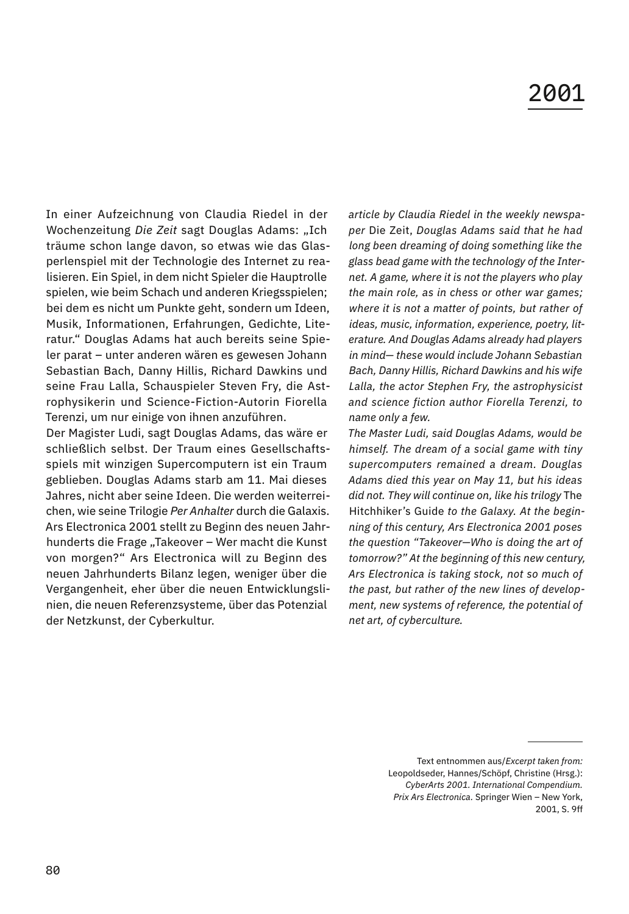# 2001

In einer Aufzeichnung von Claudia Riedel in der Wochenzeitung *Die Zeit* sagt Douglas Adams: „Ich träume schon lange davon, so etwas wie das Glasperlenspiel mit der Technologie des Internet zu realisieren. Ein Spiel, in dem nicht Spieler die Hauptrolle spielen, wie beim Schach und anderen Kriegsspielen; bei dem es nicht um Punkte geht, sondern um Ideen, Musik, Informationen, Erfahrungen, Gedichte, Literatur." Douglas Adams hat auch bereits seine Spieler parat – unter anderen wären es gewesen Johann Sebastian Bach, Danny Hillis, Richard Dawkins und seine Frau Lalla, Schauspieler Steven Fry, die Astrophysikerin und Science-Fiction-Autorin Fiorella Terenzi, um nur einige von ihnen anzuführen.

Der Magister Ludi, sagt Douglas Adams, das wäre er schließlich selbst. Der Traum eines Gesellschaftsspiels mit winzigen Supercomputern ist ein Traum geblieben. Douglas Adams starb am 11. Mai dieses Jahres, nicht aber seine Ideen. Die werden weiterreichen, wie seine Trilogie *Per Anhalter* durch die Galaxis. Ars Electronica 2001 stellt zu Beginn des neuen Jahrhunderts die Frage „Takeover – Wer macht die Kunst von morgen?" Ars Electronica will zu Beginn des neuen Jahrhunderts Bilanz legen, weniger über die Vergangenheit, eher über die neuen Entwicklungslinien, die neuen Referenzsysteme, über das Potenzial der Netzkunst, der Cyberkultur.

*article by Claudia Riedel in the weekly newspaper* Die Zeit, *Douglas Adams said that he had long been dreaming of doing something like the glass bead game with the technology of the Internet. A game, where it is not the players who play the main role, as in chess or other war games; where it is not a matter of points, but rather of ideas, music, information, experience, poetry, literature. And Douglas Adams already had players in mind— these would include Johann Sebastian Bach, Danny Hillis, Richard Dawkins and his wife Lalla, the actor Stephen Fry, the astrophysicist and science fiction author Fiorella Terenzi, to name only a few.*

*The Master Ludi, said Douglas Adams, would be himself. The dream of a social game with tiny supercomputers remained a dream. Douglas Adams died this year on May 11, but his ideas did not. They will continue on, like his trilogy* The Hitchhiker's Guide *to the Galaxy. At the beginning of this century, Ars Electronica 2001 poses the question "Takeover—Who is doing the art of tomorrow?" At the beginning of this new century, Ars Electronica is taking stock, not so much of the past, but rather of the new lines of development, new systems of reference, the potential of net art, of cyberculture.*

---

Text entnommen aus/*Excerpt taken from:*
Leopoldseder, Hannes/Schöpf, Christine (Hrsg.):
*CyberArts 2001. International Compendium. Prix Ars Electronica.* Springer Wien – New York, 2001, S. 9ff